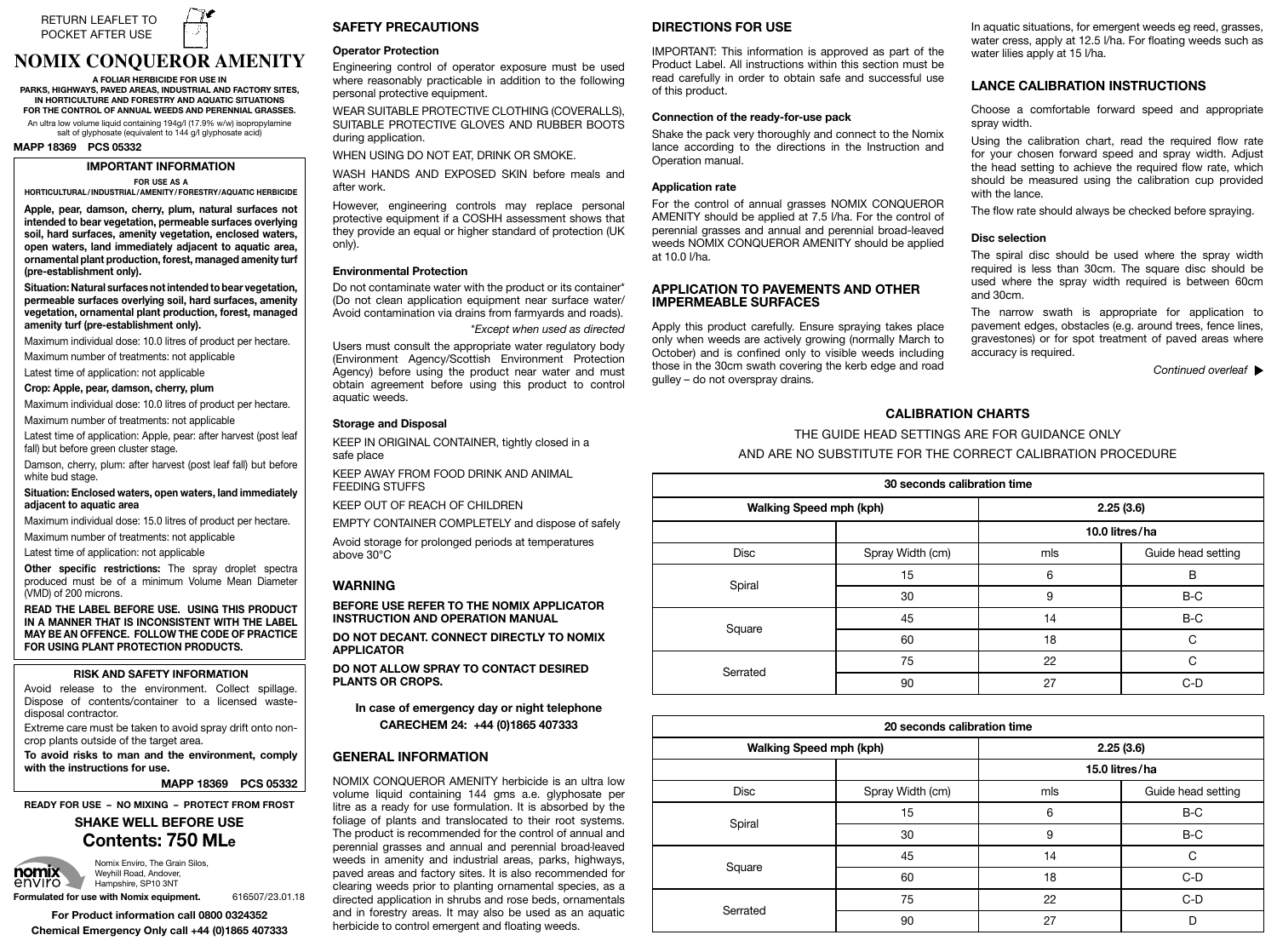RETURN LEAFLET TO POCKET AFTER USE

# NOMIX CONQUEROR AMENITY

**A FOLIAR HERBICIDE FOR USE IN PARKS, HIGHWAYS, PAVED AREAS, INDUSTRIAL AND FACTORY SITES, IN HORTICULTURE AND FORESTRY AND AQUATIC SITUATIONS FOR THE CONTROL OF ANNUAL WEEDS AND PERENNIAL GRASSES.**

An ultra low volume liquid containing 194g/l (17.9% w/w) isopropylamine salt of glyphosate (equivalent to 144 g/l glyphosate acid)

**MAPP 18369 PCS 05332**

## IMPORTANT INFORMATION

**FOR USE AS A HORTICULTURAL/INDUSTRIAL/AMENITY/FORESTRY/AQUATIC HERBICIDE**

**Apple, pear, damson, cherry, plum, natural surfaces not intended to bear vegetation, permeable surfaces overlying soil, hard surfaces, amenity vegetation, enclosed waters, open waters, land immediately adjacent to aquatic area, ornamental plant production, forest, managed amenity turf (pre-establishment only).**

**Situation: Natural surfaces not intended to bear vegetation, permeable surfaces overlying soil, hard surfaces, amenity vegetation, ornamental plant production, forest, managed amenity turf (pre-establishment only).**

Maximum individual dose: 10.0 litres of product per hectare.

Maximum number of treatments: not applicable

Latest time of application: not applicable

**Crop: Apple, pear, damson, cherry, plum**

Maximum individual dose: 10.0 litres of product per hectare.

Maximum number of treatments: not applicable

Latest time of application: Apple, pear: after harvest (post leaf fall) but before green cluster stage.

Damson, cherry, plum: after harvest (post leaf fall) but before white bud stage.

**Situation: Enclosed waters, open waters, land immediately adjacent to aquatic area**

Maximum individual dose: 15.0 litres of product per hectare.

Maximum number of treatments: not applicable

Latest time of application: not applicable

**Other specific restrictions:** The spray droplet spectra produced must be of a minimum Volume Mean Diameter (VMD) of 200 microns.

**READ THE LABEL BEFORE USE. USING THIS PRODUCT IN A MANNER THAT IS INCONSISTENT WITH THE LABEL MAY BE AN OFFENCE. FOLLOW THE CODE OF PRACTICE FOR USING PLANT PROTECTION PRODUCTS.**

## RISK AND SAFETY INFORMATION

Avoid release to the environment. Collect spillage. Dispose of contents/container to a licensed waste-disposal contractor.

Extreme care must be taken to avoid spray drift onto non-crop plants outside of the target area.

**To avoid risks to man and the environment, comply with the instructions for use.**

**MAPP 18369 PCS 05332**

**READY FOR USE – NO MIXING – PROTECT FROM FROST**

**SHAKE WELL BEFORE USE**

**Contents: 750 MLe**

Nomix Enviro, The Grain Silos, Weyhill Road, Andover, Hampshire, SP10 3NT

**Formulated for use with Nomix equipment.** 616507/23.01.18

**For Product information call 0800 0324352**

**Chemical Emergency Only call +44 (0)1865 407333**

## SAFETY PRECAUTIONS

### Operator Protection

Engineering control of operator exposure must be used where reasonably practicable in addition to the following personal protective equipment.

WEAR SUITABLE PROTECTIVE CLOTHING (COVERALLS), SUITABLE PROTECTIVE GLOVES AND RUBBER BOOTS during application.

WHEN USING DO NOT EAT, DRINK OR SMOKE.

WASH HANDS AND EXPOSED SKIN before meals and after work.

However, engineering controls may replace personal protective equipment if a COSHH assessment shows that they provide an equal or higher standard of protection (UK only).

### Environmental Protection

Do not contaminate water with the product or its container* (Do not clean application equipment near surface water/ Avoid contamination via drains from farmyards and roads).

*\*Except when used as directed*

Users must consult the appropriate water regulatory body (Environment Agency/Scottish Environment Protection Agency) before using the product near water and must obtain agreement before using this product to control aquatic weeds.

### Storage and Disposal

KEEP IN ORIGINAL CONTAINER, tightly closed in a safe place

KEEP AWAY FROM FOOD DRINK AND ANIMAL FEEDING STUFFS

KEEP OUT OF REACH OF CHILDREN

EMPTY CONTAINER COMPLETELY and dispose of safely

Avoid storage for prolonged periods at temperatures above 30°C

## WARNING

**BEFORE USE REFER TO THE NOMIX APPLICATOR INSTRUCTION AND OPERATION MANUAL**

**DO NOT DECANT. CONNECT DIRECTLY TO NOMIX APPLICATOR**

**DO NOT ALLOW SPRAY TO CONTACT DESIRED PLANTS OR CROPS.**

**In case of emergency day or night telephone CARECHEM 24: +44 (0)1865 407333**

## GENERAL INFORMATION

NOMIX CONQUEROR AMENITY herbicide is an ultra low volume liquid containing 144 gms a.e. glyphosate per litre as a ready for use formulation. It is absorbed by the foliage of plants and translocated to their root systems. The product is recommended for the control of annual and perennial grasses and annual and perennial broad-leaved weeds in amenity and industrial areas, parks, highways, paved areas and factory sites. It is also recommended for clearing weeds prior to planting ornamental species, as a directed application in shrubs and rose beds, ornamentals and in forestry areas. It may also be used as an aquatic herbicide to control emergent and floating weeds.

## DIRECTIONS FOR USE

IMPORTANT: This information is approved as part of the Product Label. All instructions within this section must be read carefully in order to obtain safe and successful use of this product.

### Connection of the ready-for-use pack

Shake the pack very thoroughly and connect to the Nomix lance according to the directions in the Instruction and Operation manual.

### Application rate

For the control of annual grasses NOMIX CONQUEROR AMENITY should be applied at 7.5 l/ha. For the control of perennial grasses and annual and perennial broad-leaved weeds NOMIX CONQUEROR AMENITY should be applied at 10.0 l/ha.

## APPLICATION TO PAVEMENTS AND OTHER IMPERMEABLE SURFACES

Apply this product carefully. Ensure spraying takes place only when weeds are actively growing (normally March to October) and is confined only to visible weeds including those in the 30cm swath covering the kerb edge and road gulley – do not overspray drains.

In aquatic situations, for emergent weeds eg reed, grasses, water cress, apply at 12.5 l/ha. For floating weeds such as water lilies apply at 15 l/ha.

## LANCE CALIBRATION INSTRUCTIONS

Choose a comfortable forward speed and appropriate spray width.

Using the calibration chart, read the required flow rate for your chosen forward speed and spray width. Adjust the head setting to achieve the required flow rate, which should be measured using the calibration cup provided with the lance.

The flow rate should always be checked before spraying.

### Disc selection

The spiral disc should be used where the spray width required is less than 30cm. The square disc should be used where the spray width required is between 60cm and 30cm.

The narrow swath is appropriate for application to pavement edges, obstacles (e.g. around trees, fence lines, gravestones) or for spot treatment of paved areas where accuracy is required.

*Continued overleaf* ▶

## CALIBRATION CHARTS

THE GUIDE HEAD SETTINGS ARE FOR GUIDANCE ONLY AND ARE NO SUBSTITUTE FOR THE CORRECT CALIBRATION PROCEDURE

| 30 seconds calibration time | | | |
|---|---|---|---|
| **Walking Speed mph (kph)** | | **2.25 (3.6)** | |
| | | **10.0 litres/ha** | |
| Disc | Spray Width (cm) | mls | Guide head setting |
| Spiral | 15 | 6 | B |
| | 30 | 9 | B-C |
| Square | 45 | 14 | B-C |
| | 60 | 18 | C |
| Serrated | 75 | 22 | C |
| | 90 | 27 | C-D |

| 20 seconds calibration time | | | |
|---|---|---|---|
| **Walking Speed mph (kph)** | | **2.25 (3.6)** | |
| | | **15.0 litres/ha** | |
| Disc | Spray Width (cm) | mls | Guide head setting |
| Spiral | 15 | 6 | B-C |
| | 30 | 9 | B-C |
| Square | 45 | 14 | C |
| | 60 | 18 | C-D |
| Serrated | 75 | 22 | C-D |
| | 90 | 27 | D |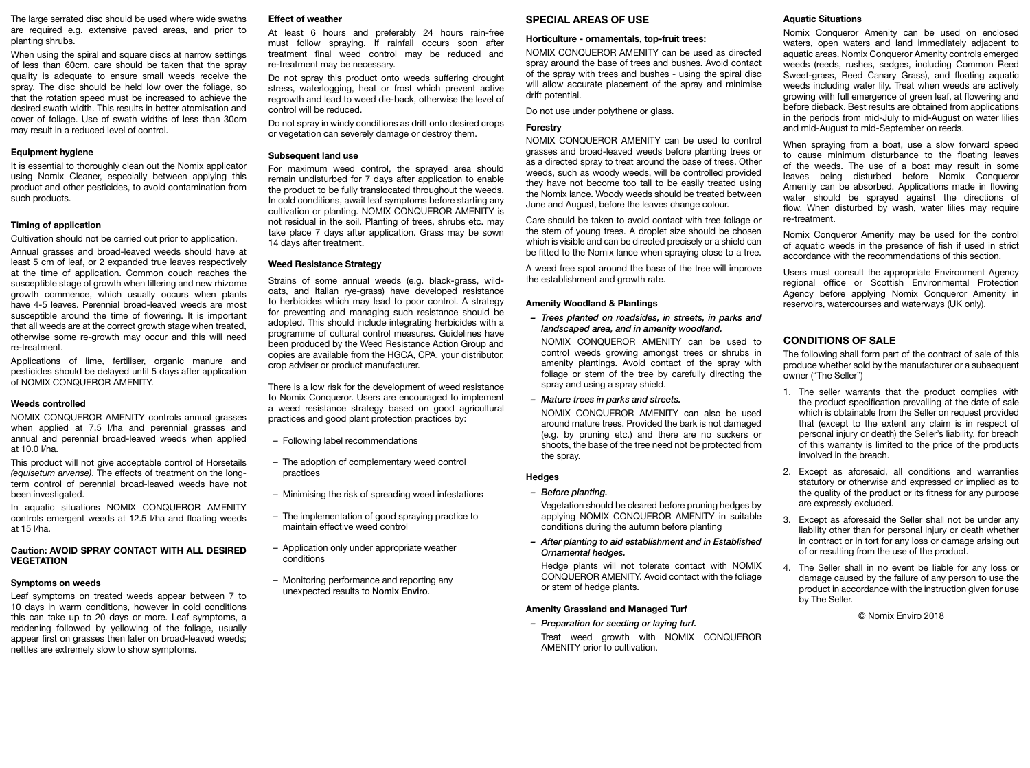The large serrated disc should be used where wide swaths are required e.g. extensive paved areas, and prior to planting shrubs.

When using the spiral and square discs at narrow settings of less than 60cm, care should be taken that the spray quality is adequate to ensure small weeds receive the spray. The disc should be held low over the foliage, so that the rotation speed must be increased to achieve the desired swath width. This results in better atomisation and cover of foliage. Use of swath widths of less than 30cm may result in a reduced level of control.

### Equipment hygiene

It is essential to thoroughly clean out the Nomix applicator using Nomix Cleaner, especially between applying this product and other pesticides, to avoid contamination from such products.

### Timing of application

Cultivation should not be carried out prior to application.

Annual grasses and broad-leaved weeds should have at least 5 cm of leaf, or 2 expanded true leaves respectively at the time of application. Common couch reaches the susceptible stage of growth when tillering and new rhizome growth commence, which usually occurs when plants have 4-5 leaves. Perennial broad-leaved weeds are most susceptible around the time of flowering. It is important that all weeds are at the correct growth stage when treated, otherwise some re-growth may occur and this will need re-treatment.

Applications of lime, fertiliser, organic manure and pesticides should be delayed until 5 days after application of NOMIX CONQUEROR AMENITY.

### Weeds controlled

NOMIX CONQUEROR AMENITY controls annual grasses when applied at 7.5 l/ha and perennial grasses and annual and perennial broad-leaved weeds when applied at 10.0 l/ha.

This product will not give acceptable control of Horsetails *(equisetum arvense)*. The effects of treatment on the long-term control of perennial broad-leaved weeds have not been investigated.

In aquatic situations NOMIX CONQUEROR AMENITY controls emergent weeds at 12.5 l/ha and floating weeds at 15 l/ha.

### Caution: AVOID SPRAY CONTACT WITH ALL DESIRED VEGETATION

### Symptoms on weeds

Leaf symptoms on treated weeds appear between 7 to 10 days in warm conditions, however in cold conditions this can take up to 20 days or more. Leaf symptoms, a reddening followed by yellowing of the foliage, usually appear first on grasses then later on broad-leaved weeds; nettles are extremely slow to show symptoms.

### Effect of weather

At least 6 hours and preferably 24 hours rain-free must follow spraying. If rainfall occurs soon after treatment final weed control may be reduced and re-treatment may be necessary.

Do not spray this product onto weeds suffering drought stress, waterlogging, heat or frost which prevent active regrowth and lead to weed die-back, otherwise the level of control will be reduced.

Do not spray in windy conditions as drift onto desired crops or vegetation can severely damage or destroy them.

### Subsequent land use

For maximum weed control, the sprayed area should remain undisturbed for 7 days after application to enable the product to be fully translocated throughout the weeds. In cold conditions, await leaf symptoms before starting any cultivation or planting. NOMIX CONQUEROR AMENITY is not residual in the soil. Planting of trees, shrubs etc. may take place 7 days after application. Grass may be sown 14 days after treatment.

### Weed Resistance Strategy

Strains of some annual weeds (e.g. black-grass, wild-oats, and Italian rye-grass) have developed resistance to herbicides which may lead to poor control. A strategy for preventing and managing such resistance should be adopted. This should include integrating herbicides with a programme of cultural control measures. Guidelines have been produced by the Weed Resistance Action Group and copies are available from the HGCA, CPA, your distributor, crop adviser or product manufacturer.

There is a low risk for the development of weed resistance to Nomix Conqueror. Users are encouraged to implement a weed resistance strategy based on good agricultural practices and good plant protection practices by:

- Following label recommendations
- The adoption of complementary weed control practices
- Minimising the risk of spreading weed infestations
- The implementation of good spraying practice to maintain effective weed control
- Application only under appropriate weather conditions
- Monitoring performance and reporting any unexpected results to Nomix Enviro.

## SPECIAL AREAS OF USE

### Horticulture - ornamentals, top-fruit trees:

NOMIX CONQUEROR AMENITY can be used as directed spray around the base of trees and bushes. Avoid contact of the spray with trees and bushes - using the spiral disc will allow accurate placement of the spray and minimise drift potential.

Do not use under polythene or glass.

### Forestry

NOMIX CONQUEROR AMENITY can be used to control grasses and broad-leaved weeds before planting trees or as a directed spray to treat around the base of trees. Other weeds, such as woody weeds, will be controlled provided they have not become too tall to be easily treated using the Nomix lance. Woody weeds should be treated between June and August, before the leaves change colour.

Care should be taken to avoid contact with tree foliage or the stem of young trees. A droplet size should be chosen which is visible and can be directed precisely or a shield can be fitted to the Nomix lance when spraying close to a tree.

A weed free spot around the base of the tree will improve the establishment and growth rate.

### Amenity Woodland & Plantings

- *Trees planted on roadsides, in streets, in parks and landscaped area, and in amenity woodland.*

  NOMIX CONQUEROR AMENITY can be used to control weeds growing amongst trees or shrubs in amenity plantings. Avoid contact of the spray with foliage or stem of the tree by carefully directing the spray and using a spray shield.

- *Mature trees in parks and streets.*

  NOMIX CONQUEROR AMENITY can also be used around mature trees. Provided the bark is not damaged (e.g. by pruning etc.) and there are no suckers or shoots, the base of the tree need not be protected from the spray.

### Hedges

- *Before planting.*

  Vegetation should be cleared before pruning hedges by applying NOMIX CONQUEROR AMENITY in suitable conditions during the autumn before planting

- *After planting to aid establishment and in Established Ornamental hedges.*

  Hedge plants will not tolerate contact with NOMIX CONQUEROR AMENITY. Avoid contact with the foliage or stem of hedge plants.

### Amenity Grassland and Managed Turf

- *Preparation for seeding or laying turf.*

  Treat weed growth with NOMIX CONQUEROR AMENITY prior to cultivation.

### Aquatic Situations

Nomix Conqueror Amenity can be used on enclosed waters, open waters and land immediately adjacent to aquatic areas. Nomix Conqueror Amenity controls emerged weeds (reeds, rushes, sedges, including Common Reed Sweet-grass, Reed Canary Grass), and floating aquatic weeds including water lily. Treat when weeds are actively growing with full emergence of green leaf, at flowering and before dieback. Best results are obtained from applications in the periods from mid-July to mid-August on water lilies and mid-August to mid-September on reeds.

When spraying from a boat, use a slow forward speed to cause minimum disturbance to the floating leaves of the weeds. The use of a boat may result in some leaves being disturbed before Nomix Conqueror Amenity can be absorbed. Applications made in flowing water should be sprayed against the directions of flow. When disturbed by wash, water lilies may require re-treatment.

Nomix Conqueror Amenity may be used for the control of aquatic weeds in the presence of fish if used in strict accordance with the recommendations of this section.

Users must consult the appropriate Environment Agency regional office or Scottish Environmental Protection Agency before applying Nomix Conqueror Amenity in reservoirs, watercourses and waterways (UK only).

## CONDITIONS OF SALE

The following shall form part of the contract of sale of this produce whether sold by the manufacturer or a subsequent owner ("The Seller")

1. The seller warrants that the product complies with the product specification prevailing at the date of sale which is obtainable from the Seller on request provided that (except to the extent any claim is in respect of personal injury or death) the Seller's liability, for breach of this warranty is limited to the price of the products involved in the breach.
2. Except as aforesaid, all conditions and warranties statutory or otherwise and expressed or implied as to the quality of the product or its fitness for any purpose are expressly excluded.
3. Except as aforesaid the Seller shall not be under any liability other than for personal injury or death whether in contract or in tort for any loss or damage arising out of or resulting from the use of the product.
4. The Seller shall in no event be liable for any loss or damage caused by the failure of any person to use the product in accordance with the instruction given for use by The Seller.

© Nomix Enviro 2018